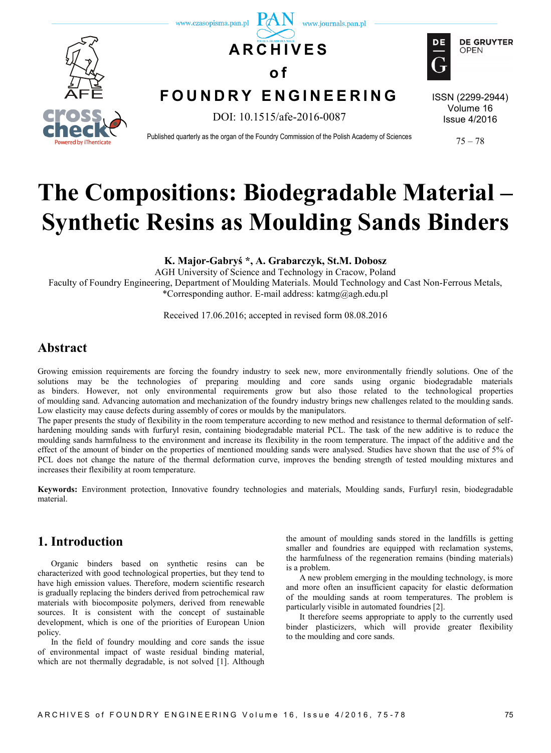# The Compositions: Biodegradable Material – Synthetic Resins as Moulding Sands Binders

**K. Major-Gabryś \*, A. Grabarczyk, St.M. Dobosz**

AGH University of Science and Technology in Cracow, Poland
Faculty of Foundry Engineering, Department of Moulding Materials. Mould Technology and Cast Non-Ferrous Metals,
\*Corresponding author. E-mail address: katmg@agh.edu.pl

Received 17.06.2016; accepted in revised form 08.08.2016

## Abstract

Growing emission requirements are forcing the foundry industry to seek new, more environmentally friendly solutions. One of the solutions may be the technologies of preparing moulding and core sands using organic biodegradable materials as binders. However, not only environmental requirements grow but also those related to the technological properties of moulding sand. Advancing automation and mechanization of the foundry industry brings new challenges related to the moulding sands. Low elasticity may cause defects during assembly of cores or moulds by the manipulators.

The paper presents the study of flexibility in the room temperature according to new method and resistance to thermal deformation of self-hardening moulding sands with furfuryl resin, containing biodegradable material PCL. The task of the new additive is to reduce the moulding sands harmfulness to the environment and increase its flexibility in the room temperature. The impact of the additive and the effect of the amount of binder on the properties of mentioned moulding sands were analysed. Studies have shown that the use of 5% of PCL does not change the nature of the thermal deformation curve, improves the bending strength of tested moulding mixtures and increases their flexibility at room temperature.

**Keywords:** Environment protection, Innovative foundry technologies and materials, Moulding sands, Furfuryl resin, biodegradable material.

## 1. Introduction

Organic binders based on synthetic resins can be characterized with good technological properties, but they tend to have high emission values. Therefore, modern scientific research is gradually replacing the binders derived from petrochemical raw materials with biocomposite polymers, derived from renewable sources. It is consistent with the concept of sustainable development, which is one of the priorities of European Union policy.

In the field of foundry moulding and core sands the issue of environmental impact of waste residual binding material, which are not thermally degradable, is not solved [1]. Although the amount of moulding sands stored in the landfills is getting smaller and foundries are equipped with reclamation systems, the harmfulness of the regeneration remains (binding materials) is a problem.

A new problem emerging in the moulding technology, is more and more often an insufficient capacity for elastic deformation of the moulding sands at room temperatures. The problem is particularly visible in automated foundries [2].

It therefore seems appropriate to apply to the currently used binder plasticizers, which will provide greater flexibility to the moulding and core sands.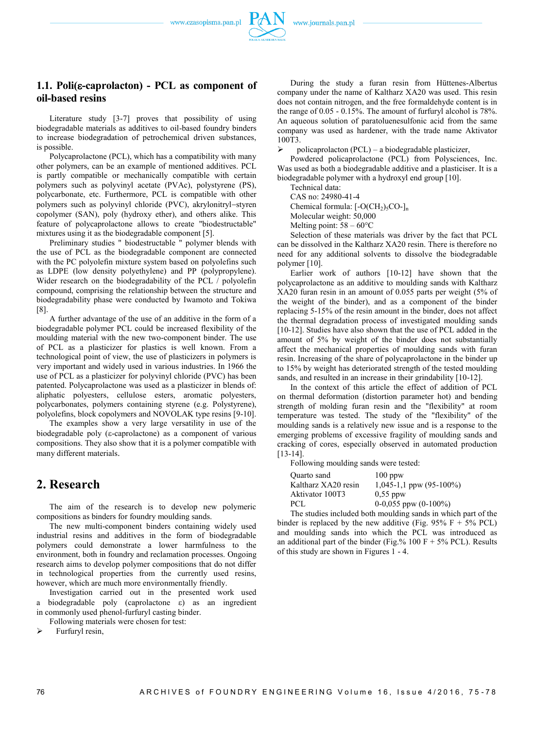### 1.1. Poli(ε-caprolacton) - PCL as component of oil-based resins

Literature study [3-7] proves that possibility of using biodegradable materials as additives to oil-based foundry binders to increase biodegradation of petrochemical driven substances, is possible.

Polycaprolactone (PCL), which has a compatibility with many other polymers, can be an example of mentioned additives. PCL is partly compatible or mechanically compatible with certain polymers such as polyvinyl acetate (PVAc), polystyrene (PS), polycarbonate, etc. Furthermore, PCL is compatible with other polymers such as polyvinyl chloride (PVC), akrylonitryl–styren copolymer (SAN), poly (hydroxy ether), and others alike. This feature of polycaprolactone allows to create "biodestructable" mixtures using it as the biodegradable component [5].

Preliminary studies " biodestructable " polymer blends with the use of PCL as the biodegradable component are connected with the PC polyolefin mixture system based on polyolefins such as LDPE (low density polyethylene) and PP (polypropylene). Wider research on the biodegradability of the PCL / polyolefin compound, comprising the relationship between the structure and biodegradability phase were conducted by Iwamoto and Tokiwa [8].

A further advantage of the use of an additive in the form of a biodegradable polymer PCL could be increased flexibility of the moulding material with the new two-component binder. The use of PCL as a plasticizer for plastics is well known. From a technological point of view, the use of plasticizers in polymers is very important and widely used in various industries. In 1966 the use of PCL as a plasticizer for polyvinyl chloride (PVC) has been patented. Polycaprolactone was used as a plasticizer in blends of: aliphatic polyesters, cellulose esters, aromatic polyesters, polycarbonates, polymers containing styrene (e.g. Polystyrene), polyolefins, block copolymers and NOVOLAK type resins [9-10].

The examples show a very large versatility in use of the biodegradable poly (ε-caprolactone) as a component of various compositions. They also show that it is a polymer compatible with many different materials.

## 2. Research

The aim of the research is to develop new polymeric compositions as binders for foundry moulding sands.

The new multi-component binders containing widely used industrial resins and additives in the form of biodegradable polymers could demonstrate a lower harmfulness to the environment, both in foundry and reclamation processes. Ongoing research aims to develop polymer compositions that do not differ in technological properties from the currently used resins, however, which are much more environmentally friendly.

Investigation carried out in the presented work used a biodegradable poly (caprolactone ε) as an ingredient in commonly used phenol-furfuryl casting binder.

Following materials were chosen for test:

- Furfuryl resin,

During the study a furan resin from Hüttenes-Albertus company under the name of Kaltharz XA20 was used. This resin does not contain nitrogen, and the free formaldehyde content is in the range of 0.05 - 0.15%. The amount of furfuryl alcohol is 78%. An aqueous solution of paratoluenesulfonic acid from the same company was used as hardener, with the trade name Aktivator 100T3.

- policaprolacton (PCL) – a biodegradable plasticizer,

Powdered policaprolactone (PCL) from Polysciences, Inc. Was used as both a biodegradable additive and a plasticiser. It is a biodegradable polymer with a hydroxyl end group [10].

Technical data:
CAS no: 24980-41-4
Chemical formula: $[-O(CH_2)_5CO-]_n$
Molecular weight: 50,000
Melting point: 58 – 60°C

Selection of these materials was driver by the fact that PCL can be dissolved in the Kaltharz XA20 resin. There is therefore no need for any additional solvents to dissolve the biodegradable polymer [10].

Earlier work of authors [10-12] have shown that the polycaprolactone as an additive to moulding sands with Kaltharz XA20 furan resin in an amount of 0.055 parts per weight (5% of the weight of the binder), and as a component of the binder replacing 5-15% of the resin amount in the binder, does not affect the thermal degradation process of investigated moulding sands [10-12]. Studies have also shown that the use of PCL added in the amount of 5% by weight of the binder does not substantially affect the mechanical properties of moulding sands with furan resin. Increasing of the share of polycaprolactone in the binder up to 15% by weight has deteriorated strength of the tested moulding sands, and resulted in an increase in their grindability [10-12].

In the context of this article the effect of addition of PCL on thermal deformation (distortion parameter hot) and bending strength of molding furan resin and the "flexibility" at room temperature was tested. The study of the "flexibility" of the moulding sands is a relatively new issue and is a response to the emerging problems of excessive fragility of moulding sands and cracking of cores, especially observed in automated production [13-14].

Following moulding sands were tested:

| | |
|---|---|
| Quarto sand | 100 ppw |
| Kaltharz XA20 resin | 1,045-1,1 ppw (95-100%) |
| Aktivator 100T3 | 0,55 ppw |
| PCL | 0-0,055 ppw (0-100%) |

The studies included both moulding sands in which part of the binder is replaced by the new additive (Fig. 95% F + 5% PCL) and moulding sands into which the PCL was introduced as an additional part of the binder (Fig.% 100 F + 5% PCL). Results of this study are shown in Figures 1 - 4.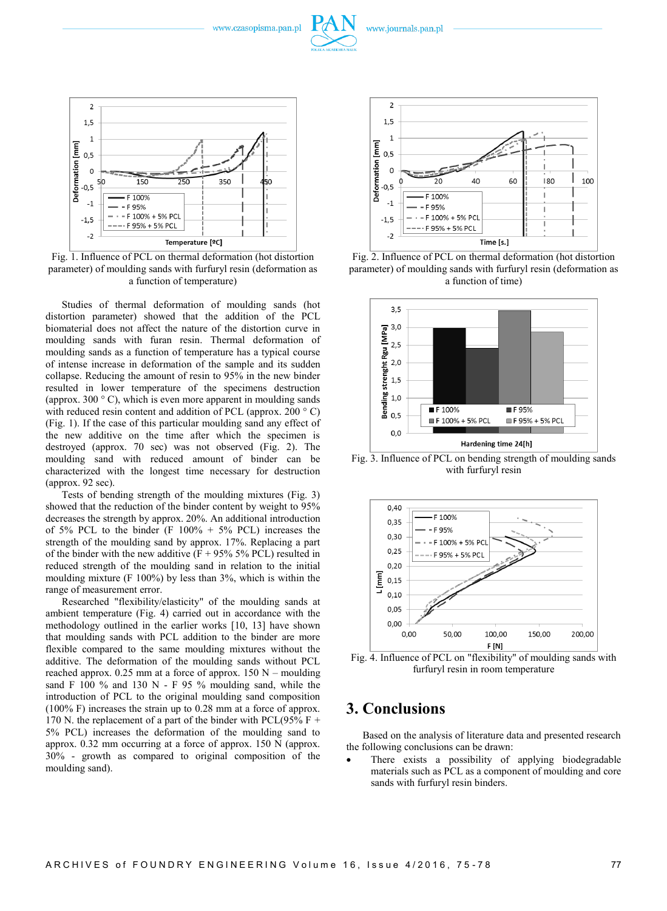Fig. 1. Influence of PCL on thermal deformation (hot distortion parameter) of moulding sands with furfuryl resin (deformation as a function of temperature)

Fig. 2. Influence of PCL on thermal deformation (hot distortion parameter) of moulding sands with furfuryl resin (deformation as a function of time)

Studies of thermal deformation of moulding sands (hot distortion parameter) showed that the addition of the PCL biomaterial does not affect the nature of the distortion curve in moulding sands with furan resin. Thermal deformation of moulding sands as a function of temperature has a typical course of intense increase in deformation of the sample and its sudden collapse. Reducing the amount of resin to 95% in the new binder resulted in lower temperature of the specimens destruction (approx. 300 ° C), which is even more apparent in moulding sands with reduced resin content and addition of PCL (approx. 200 ° C) (Fig. 1). If the case of this particular moulding sand any effect of the new additive on the time after which the specimen is destroyed (approx. 70 sec) was not observed (Fig. 2). The moulding sand with reduced amount of binder can be characterized with the longest time necessary for destruction (approx. 92 sec).

Tests of bending strength of the moulding mixtures (Fig. 3) showed that the reduction of the binder content by weight to 95% decreases the strength by approx. 20%. An additional introduction of 5% PCL to the binder (F 100% + 5% PCL) increases the strength of the moulding sand by approx. 17%. Replacing a part of the binder with the new additive (F + 95% 5% PCL) resulted in reduced strength of the moulding sand in relation to the initial moulding mixture (F 100%) by less than 3%, which is within the range of measurement error.

Researched "flexibility/elasticity" of the moulding sands at ambient temperature (Fig. 4) carried out in accordance with the methodology outlined in the earlier works [10, 13] have shown that moulding sands with PCL addition to the binder are more flexible compared to the same moulding mixtures without the additive. The deformation of the moulding sands without PCL reached approx. 0.25 mm at a force of approx. 150 N – moulding sand F 100 % and 130 N - F 95 % moulding sand, while the introduction of PCL to the original moulding sand composition (100% F) increases the strain up to 0.28 mm at a force of approx. 170 N. the replacement of a part of the binder with PCL(95% F + 5% PCL) increases the deformation of the moulding sand to approx. 0.32 mm occurring at a force of approx. 150 N (approx. 30% - growth as compared to original composition of the moulding sand).

Fig. 3. Influence of PCL on bending strength of moulding sands with furfuryl resin

Fig. 4. Influence of PCL on "flexibility" of moulding sands with furfuryl resin in room temperature

## 3. Conclusions

Based on the analysis of literature data and presented research the following conclusions can be drawn:

- There exists a possibility of applying biodegradable materials such as PCL as a component of moulding and core sands with furfuryl resin binders.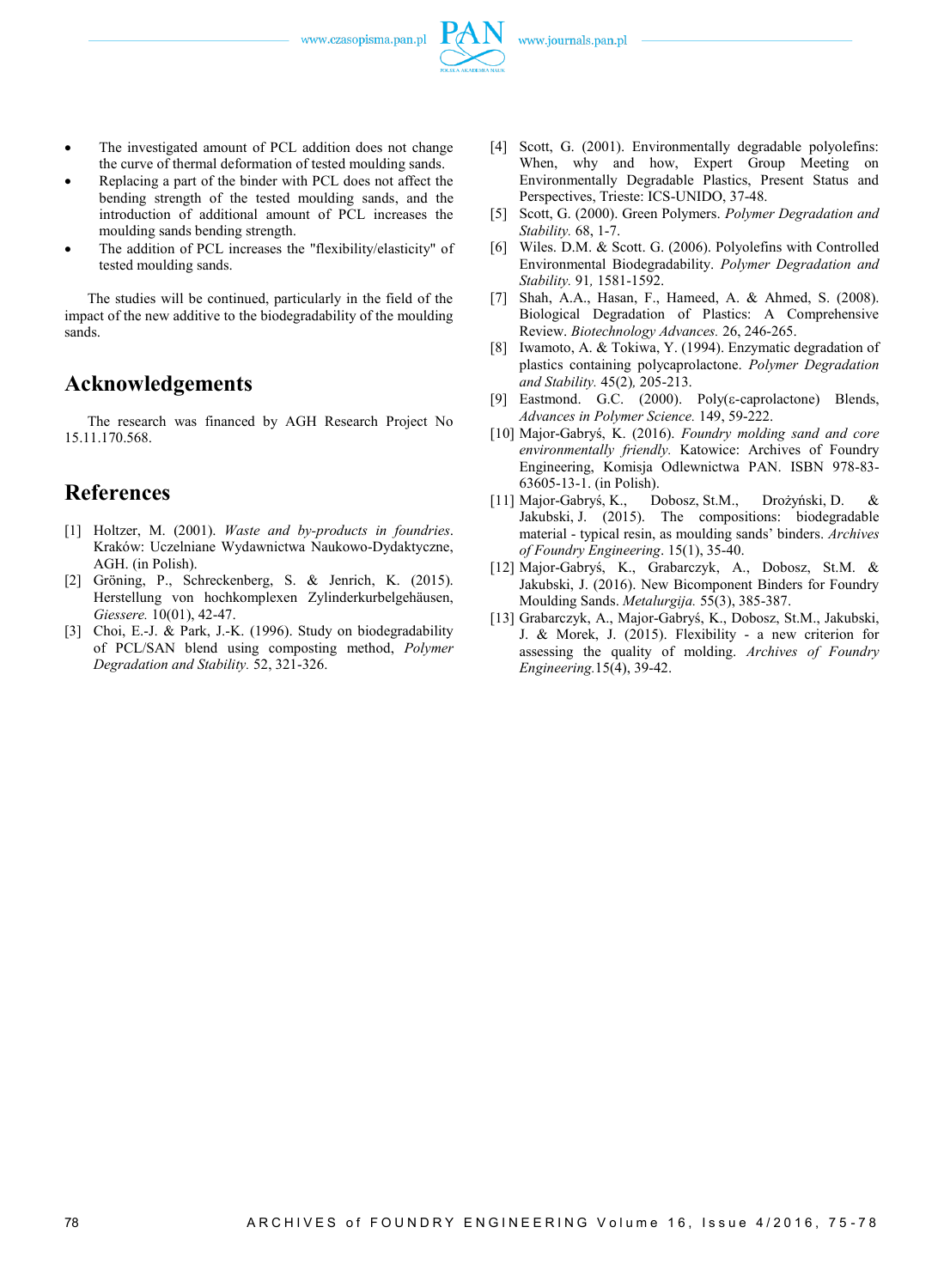- The investigated amount of PCL addition does not change the curve of thermal deformation of tested moulding sands.
- Replacing a part of the binder with PCL does not affect the bending strength of the tested moulding sands, and the introduction of additional amount of PCL increases the moulding sands bending strength.
- The addition of PCL increases the "flexibility/elasticity" of tested moulding sands.

The studies will be continued, particularly in the field of the impact of the new additive to the biodegradability of the moulding sands.

## Acknowledgements

The research was financed by AGH Research Project No 15.11.170.568.

## References

[1] Holtzer, M. (2001). *Waste and by-products in foundries*. Kraków: Uczelniane Wydawnictwa Naukowo-Dydaktyczne, AGH. (in Polish).

[2] Gröning, P., Schreckenberg, S. & Jenrich, K. (2015). Herstellung von hochkomplexen Zylinderkurbelgehäusen, *Giessere.* 10(01), 42-47.

[3] Choi, E.-J. & Park, J.-K. (1996). Study on biodegradability of PCL/SAN blend using composting method, *Polymer Degradation and Stability.* 52, 321-326.

[4] Scott, G. (2001). Environmentally degradable polyolefins: When, why and how, Expert Group Meeting on Environmentally Degradable Plastics, Present Status and Perspectives, Trieste: ICS-UNIDO, 37-48.

[5] Scott, G. (2000). Green Polymers. *Polymer Degradation and Stability.* 68, 1-7.

[6] Wiles. D.M. & Scott. G. (2006). Polyolefins with Controlled Environmental Biodegradability. *Polymer Degradation and Stability.* 91*,* 1581-1592.

[7] Shah, A.A., Hasan, F., Hameed, A. & Ahmed, S. (2008). Biological Degradation of Plastics: A Comprehensive Review. *Biotechnology Advances.* 26, 246-265.

[8] Iwamoto, A. & Tokiwa, Y. (1994). Enzymatic degradation of plastics containing polycaprolactone. *Polymer Degradation and Stability.* 45(2)*,* 205-213.

[9] Eastmond. G.C. (2000). Poly(ε-caprolactone) Blends, *Advances in Polymer Science.* 149, 59-222.

[10] Major-Gabryś, K. (2016). *Foundry molding sand and core environmentally friendly.* Katowice: Archives of Foundry Engineering, Komisja Odlewnictwa PAN. ISBN 978-83-63605-13-1. (in Polish).

[11] Major-Gabryś, K., Dobosz, St.M., Drożyński, D. & Jakubski, J. (2015). The compositions: biodegradable material - typical resin, as moulding sands' binders. *Archives of Foundry Engineering*. 15(1), 35-40.

[12] Major-Gabryś, K., Grabarczyk, A., Dobosz, St.M. & Jakubski, J. (2016). New Bicomponent Binders for Foundry Moulding Sands. *Metalurgija.* 55(3), 385-387.

[13] Grabarczyk, A., Major-Gabryś, K., Dobosz, St.M., Jakubski, J. & Morek, J. (2015). Flexibility - a new criterion for assessing the quality of molding. *Archives of Foundry Engineering.*15(4), 39-42.